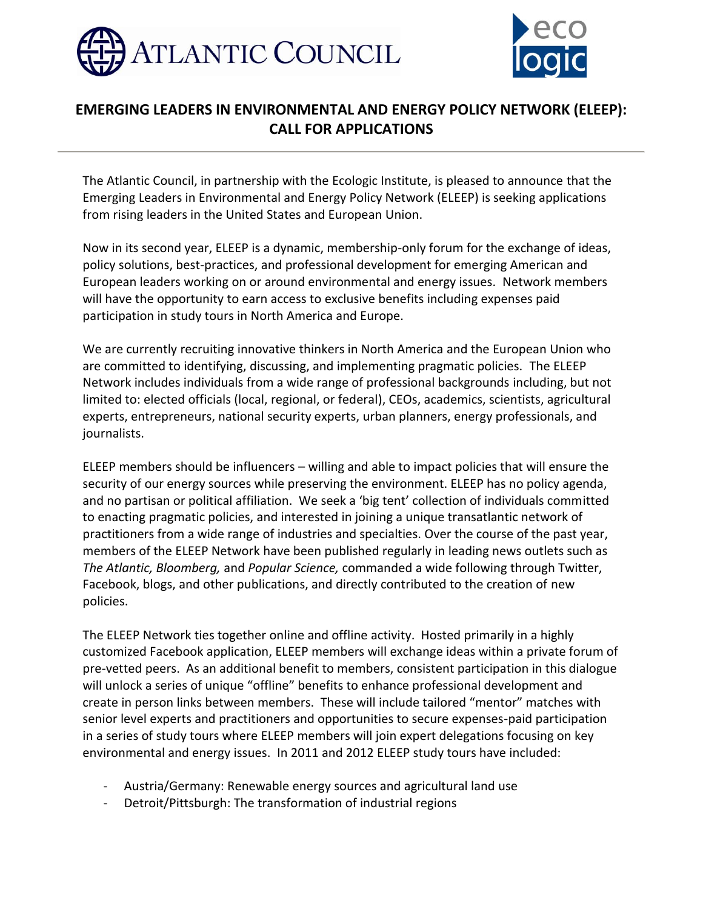# EMERGING LEADERS IN ENVIRONMENTAL AND ENERGY POLICY NETWORK (ELEEP): CALL FOR APPLICATIONS

The Atlantic Council, in partnership with the Ecologic Institute, is pleased to announce that the Emerging Leaders in Environmental and Energy Policy Network (ELEEP) is seeking applications from rising leaders in the United States and European Union.

Now in its second year, ELEEP is a dynamic, membership-only forum for the exchange of ideas, policy solutions, best-practices, and professional development for emerging American and European leaders working on or around environmental and energy issues. Network members will have the opportunity to earn access to exclusive benefits including expenses paid participation in study tours in North America and Europe.

We are currently recruiting innovative thinkers in North America and the European Union who are committed to identifying, discussing, and implementing pragmatic policies. The ELEEP Network includes individuals from a wide range of professional backgrounds including, but not limited to: elected officials (local, regional, or federal), CEOs, academics, scientists, agricultural experts, entrepreneurs, national security experts, urban planners, energy professionals, and journalists.

ELEEP members should be influencers – willing and able to impact policies that will ensure the security of our energy sources while preserving the environment. ELEEP has no policy agenda, and no partisan or political affiliation. We seek a 'big tent' collection of individuals committed to enacting pragmatic policies, and interested in joining a unique transatlantic network of practitioners from a wide range of industries and specialties. Over the course of the past year, members of the ELEEP Network have been published regularly in leading news outlets such as *The Atlantic, Bloomberg,* and *Popular Science,* commanded a wide following through Twitter, Facebook, blogs, and other publications, and directly contributed to the creation of new policies.

The ELEEP Network ties together online and offline activity. Hosted primarily in a highly customized Facebook application, ELEEP members will exchange ideas within a private forum of pre-vetted peers. As an additional benefit to members, consistent participation in this dialogue will unlock a series of unique "offline" benefits to enhance professional development and create in person links between members. These will include tailored "mentor" matches with senior level experts and practitioners and opportunities to secure expenses-paid participation in a series of study tours where ELEEP members will join expert delegations focusing on key environmental and energy issues. In 2011 and 2012 ELEEP study tours have included:

- Austria/Germany: Renewable energy sources and agricultural land use
- Detroit/Pittsburgh: The transformation of industrial regions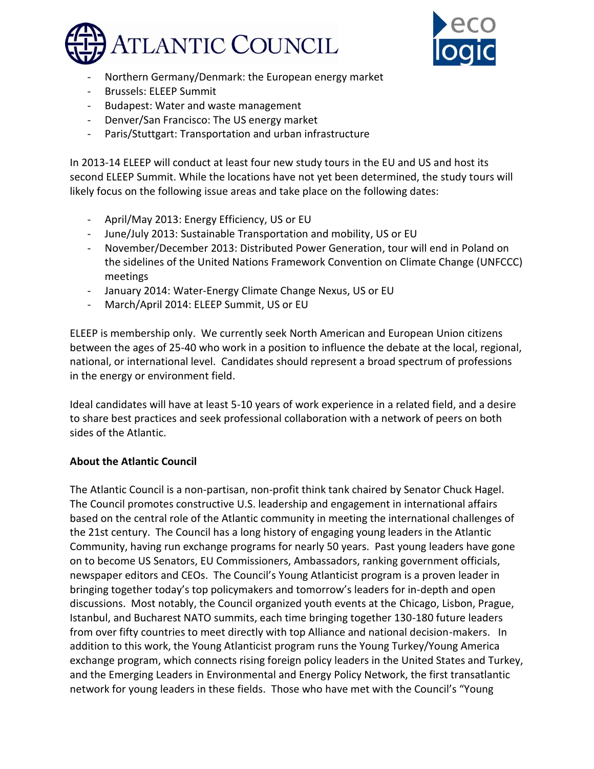- Northern Germany/Denmark: the European energy market
- Brussels: ELEEP Summit
- Budapest: Water and waste management
- Denver/San Francisco: The US energy market
- Paris/Stuttgart: Transportation and urban infrastructure

In 2013-14 ELEEP will conduct at least four new study tours in the EU and US and host its second ELEEP Summit. While the locations have not yet been determined, the study tours will likely focus on the following issue areas and take place on the following dates:

- April/May 2013: Energy Efficiency, US or EU
- June/July 2013: Sustainable Transportation and mobility, US or EU
- November/December 2013: Distributed Power Generation, tour will end in Poland on the sidelines of the United Nations Framework Convention on Climate Change (UNFCCC) meetings
- January 2014: Water-Energy Climate Change Nexus, US or EU
- March/April 2014: ELEEP Summit, US or EU

ELEEP is membership only. We currently seek North American and European Union citizens between the ages of 25-40 who work in a position to influence the debate at the local, regional, national, or international level. Candidates should represent a broad spectrum of professions in the energy or environment field.

Ideal candidates will have at least 5-10 years of work experience in a related field, and a desire to share best practices and seek professional collaboration with a network of peers on both sides of the Atlantic.

**About the Atlantic Council**

The Atlantic Council is a non-partisan, non-profit think tank chaired by Senator Chuck Hagel. The Council promotes constructive U.S. leadership and engagement in international affairs based on the central role of the Atlantic community in meeting the international challenges of the 21st century. The Council has a long history of engaging young leaders in the Atlantic Community, having run exchange programs for nearly 50 years. Past young leaders have gone on to become US Senators, EU Commissioners, Ambassadors, ranking government officials, newspaper editors and CEOs. The Council's Young Atlanticist program is a proven leader in bringing together today's top policymakers and tomorrow's leaders for in-depth and open discussions. Most notably, the Council organized youth events at the Chicago, Lisbon, Prague, Istanbul, and Bucharest NATO summits, each time bringing together 130-180 future leaders from over fifty countries to meet directly with top Alliance and national decision-makers. In addition to this work, the Young Atlanticist program runs the Young Turkey/Young America exchange program, which connects rising foreign policy leaders in the United States and Turkey, and the Emerging Leaders in Environmental and Energy Policy Network, the first transatlantic network for young leaders in these fields. Those who have met with the Council's "Young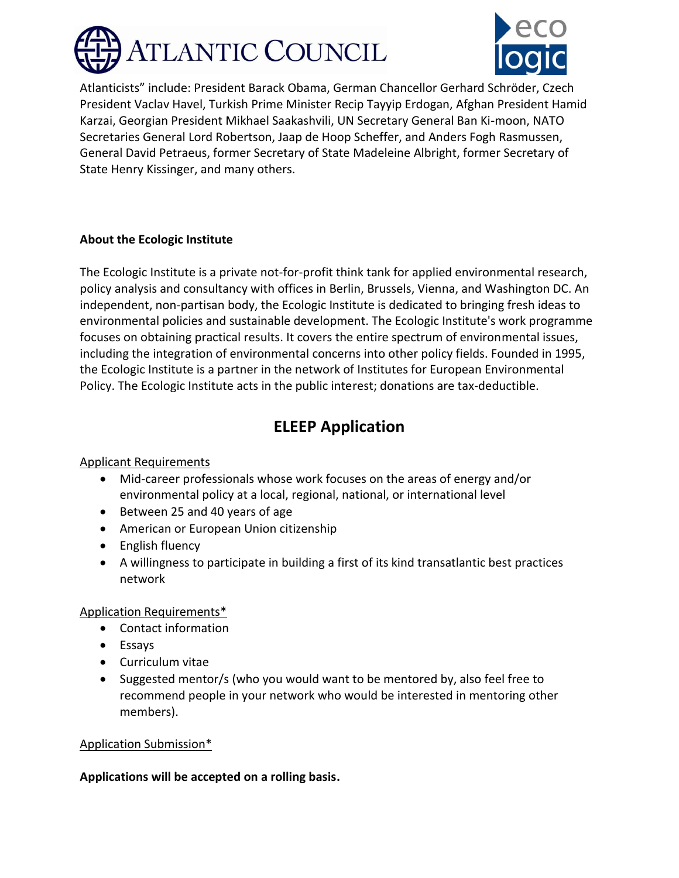Atlanticists" include: President Barack Obama, German Chancellor Gerhard Schröder, Czech President Vaclav Havel, Turkish Prime Minister Recip Tayyip Erdogan, Afghan President Hamid Karzai, Georgian President Mikhael Saakashvili, UN Secretary General Ban Ki-moon, NATO Secretaries General Lord Robertson, Jaap de Hoop Scheffer, and Anders Fogh Rasmussen, General David Petraeus, former Secretary of State Madeleine Albright, former Secretary of State Henry Kissinger, and many others.

**About the Ecologic Institute**

The Ecologic Institute is a private not-for-profit think tank for applied environmental research, policy analysis and consultancy with offices in Berlin, Brussels, Vienna, and Washington DC. An independent, non-partisan body, the Ecologic Institute is dedicated to bringing fresh ideas to environmental policies and sustainable development. The Ecologic Institute's work programme focuses on obtaining practical results. It covers the entire spectrum of environmental issues, including the integration of environmental concerns into other policy fields. Founded in 1995, the Ecologic Institute is a partner in the network of Institutes for European Environmental Policy. The Ecologic Institute acts in the public interest; donations are tax-deductible.

## ELEEP Application

Applicant Requirements

- Mid-career professionals whose work focuses on the areas of energy and/or environmental policy at a local, regional, national, or international level
- Between 25 and 40 years of age
- American or European Union citizenship
- English fluency
- A willingness to participate in building a first of its kind transatlantic best practices network

Application Requirements*

- Contact information
- Essays
- Curriculum vitae
- Suggested mentor/s (who you would want to be mentored by, also feel free to recommend people in your network who would be interested in mentoring other members).

Application Submission*

**Applications will be accepted on a rolling basis.**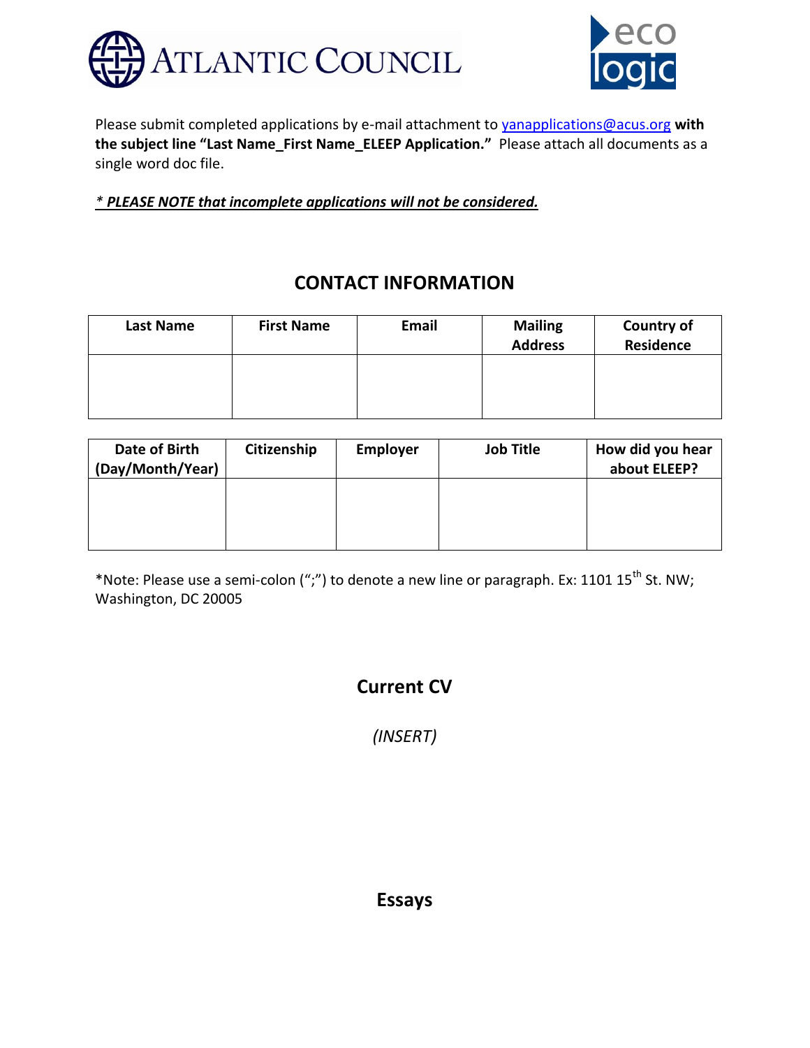Please submit completed applications by e-mail attachment to yanapplications@acus.org **with the subject line "Last Name_First Name_ELEEP Application."** Please attach all documents as a single word doc file.

***\* PLEASE NOTE that incomplete applications will not be considered.***

## CONTACT INFORMATION

| Last Name | First Name | Email | Mailing Address | Country of Residence |
|---|---|---|---|---|
| | | | | |

| Date of Birth (Day/Month/Year) | Citizenship | Employer | Job Title | How did you hear about ELEEP? |
|---|---|---|---|---|
| | | | | |

*Note: Please use a semi-colon (";") to denote a new line or paragraph. Ex: 1101 15th St. NW; Washington, DC 20005

## Current CV

*(INSERT)*

## Essays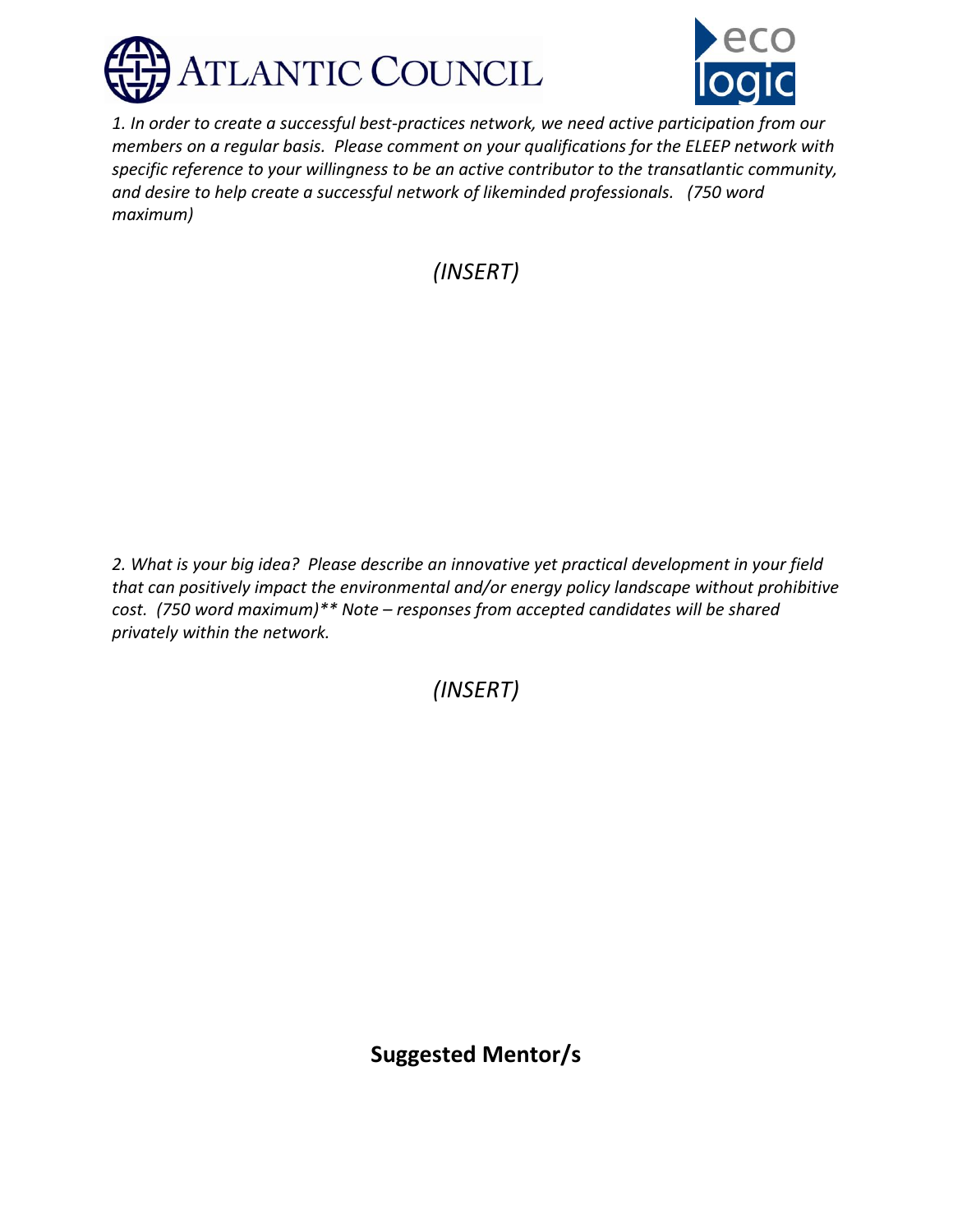*1. In order to create a successful best-practices network, we need active participation from our members on a regular basis. Please comment on your qualifications for the ELEEP network with specific reference to your willingness to be an active contributor to the transatlantic community, and desire to help create a successful network of likeminded professionals. (750 word maximum)*

*(INSERT)*

*2. What is your big idea? Please describe an innovative yet practical development in your field that can positively impact the environmental and/or energy policy landscape without prohibitive cost. (750 word maximum)** Note – responses from accepted candidates will be shared privately within the network.*

*(INSERT)*

**Suggested Mentor/s**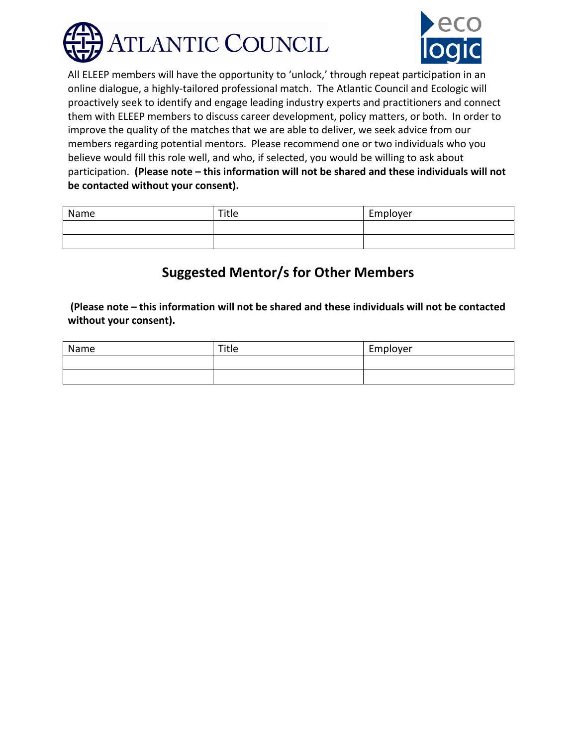All ELEEP members will have the opportunity to 'unlock,' through repeat participation in an online dialogue, a highly-tailored professional match. The Atlantic Council and Ecologic will proactively seek to identify and engage leading industry experts and practitioners and connect them with ELEEP members to discuss career development, policy matters, or both. In order to improve the quality of the matches that we are able to deliver, we seek advice from our members regarding potential mentors. Please recommend one or two individuals who you believe would fill this role well, and who, if selected, you would be willing to ask about participation. **(Please note – this information will not be shared and these individuals will not be contacted without your consent).**

| Name | Title | Employer |
| --- | --- | --- |
| | | |
| | | |

## Suggested Mentor/s for Other Members

**(Please note – this information will not be shared and these individuals will not be contacted without your consent).**

| Name | Title | Employer |
| --- | --- | --- |
| | | |
| | | |